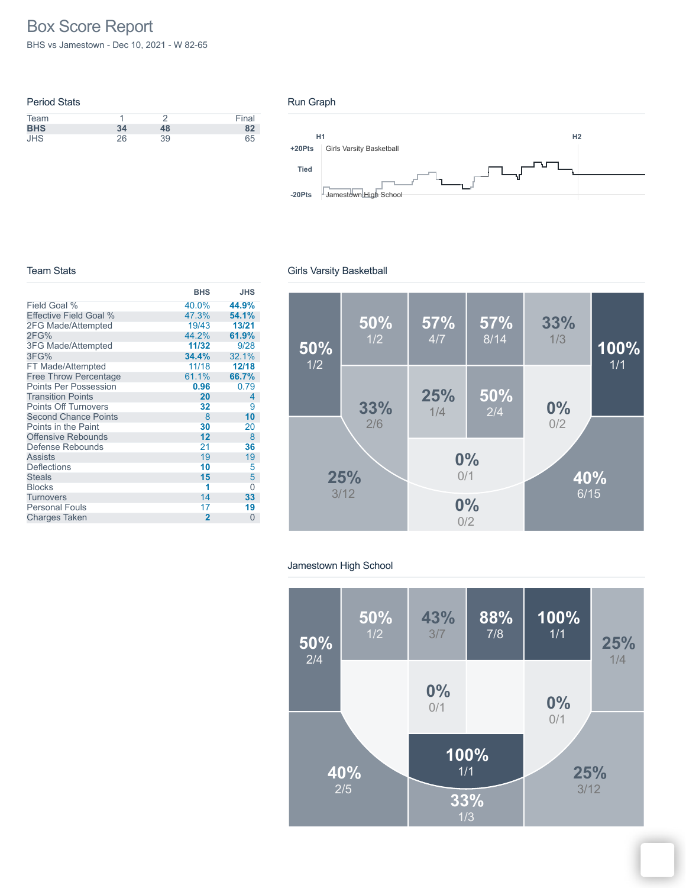# Box Score Report

BHS vs Jamestown - Dec 10, 2021 - W 82-65

## Period Stats

| Team | 1 | 2 | Final |
|---|---|---|---|
| **BHS** | **34** | **48** | **82** |
| JHS | 26 | 39 | 65 |

## Run Graph

H1 H2

+20Pts Girls Varsity Basketball

Tied

-20Pts Jamestown High School

## Team Stats

| | BHS | JHS |
|---|---|---|
| Field Goal % | 40.0% | **44.9%** |
| Effective Field Goal % | 47.3% | **54.1%** |
| 2FG Made/Attempted | 19/43 | **13/21** |
| 2FG% | 44.2% | **61.9%** |
| 3FG Made/Attempted | **11/32** | 9/28 |
| 3FG% | **34.4%** | 32.1% |
| FT Made/Attempted | 11/18 | **12/18** |
| Free Throw Percentage | 61.1% | **66.7%** |
| Points Per Possession | **0.96** | 0.79 |
| Transition Points | **20** | 4 |
| Points Off Turnovers | **32** | 9 |
| Second Chance Points | 8 | **10** |
| Points in the Paint | **30** | 20 |
| Offensive Rebounds | **12** | 8 |
| Defense Rebounds | 21 | **36** |
| Assists | 19 | 19 |
| Deflections | **10** | 5 |
| Steals | **15** | 5 |
| Blocks | **1** | 0 |
| Turnovers | 14 | **33** |
| Personal Fouls | 17 | **19** |
| Charges Taken | **2** | 0 |

## Girls Varsity Basketball

| Zone | % | Made/Attempted |
|---|---|---|
| Left corner | 50% | 1/2 |
| Paint top-left | 50% | 1/2 |
| Paint top-center-left | 57% | 4/7 |
| Paint top-center-right | 57% | 8/14 |
| Paint top-right | 33% | 1/3 |
| Right corner | 100% | 1/1 |
| Left mid-range | 33% | 2/6 |
| Paint mid-left | 25% | 1/4 |
| Paint mid-right | 50% | 2/4 |
| Right mid-range | 0% | 0/2 |
| Top of key mid-range | 0% | 0/1 |
| Left wing 3 | 25% | 3/12 |
| Top of key 3 | 0% | 0/2 |
| Right wing 3 | 40% | 6/15 |

## Jamestown High School

| Zone | % | Made/Attempted |
|---|---|---|
| Left corner | 50% | 2/4 |
| Paint top-left | 50% | 1/2 |
| Paint top-center-left | 43% | 3/7 |
| Paint top-center-right | 88% | 7/8 |
| Paint top-right | 100% | 1/1 |
| Right corner | 25% | 1/4 |
| Paint mid-left | 0% | 0/1 |
| Right mid-range | 0% | 0/1 |
| Top of key mid-range | 100% | 1/1 |
| Left wing 3 | 40% | 2/5 |
| Top of key 3 | 33% | 1/3 |
| Right wing 3 | 25% | 3/12 |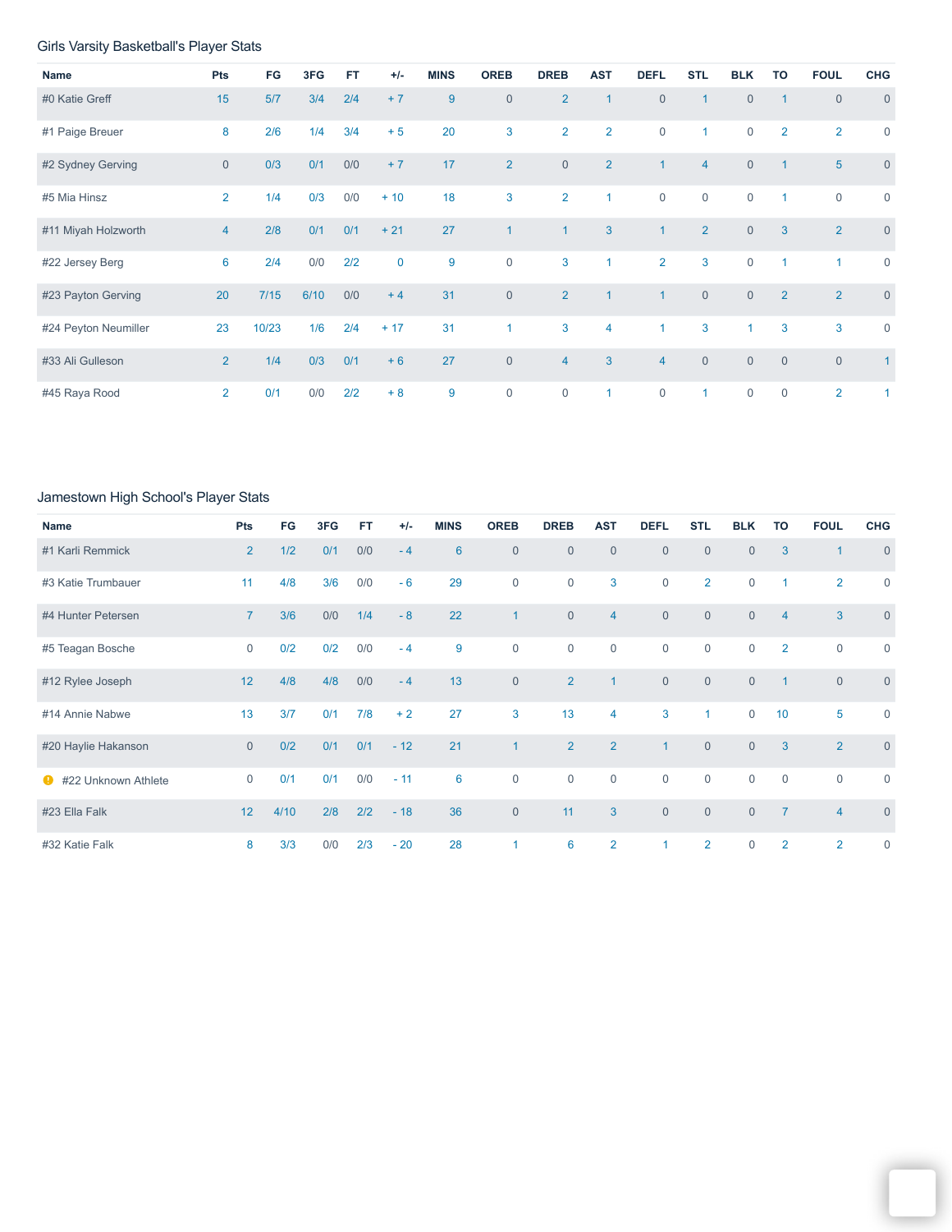Girls Varsity Basketball's Player Stats

| Name | Pts | FG | 3FG | FT | +/- | MINS | OREB | DREB | AST | DEFL | STL | BLK | TO | FOUL | CHG |
|---|---|---|---|---|---|---|---|---|---|---|---|---|---|---|---|
| #0 Katie Greff | 15 | 5/7 | 3/4 | 2/4 | + 7 | 9 | 0 | 2 | 1 | 0 | 1 | 0 | 1 | 0 | 0 |
| #1 Paige Breuer | 8 | 2/6 | 1/4 | 3/4 | + 5 | 20 | 3 | 2 | 2 | 0 | 1 | 0 | 2 | 2 | 0 |
| #2 Sydney Gerving | 0 | 0/3 | 0/1 | 0/0 | + 7 | 17 | 2 | 0 | 2 | 1 | 4 | 0 | 1 | 5 | 0 |
| #5 Mia Hinsz | 2 | 1/4 | 0/3 | 0/0 | + 10 | 18 | 3 | 2 | 1 | 0 | 0 | 0 | 1 | 0 | 0 |
| #11 Miyah Holzworth | 4 | 2/8 | 0/1 | 0/1 | + 21 | 27 | 1 | 1 | 3 | 1 | 2 | 0 | 3 | 2 | 0 |
| #22 Jersey Berg | 6 | 2/4 | 0/0 | 2/2 | 0 | 9 | 0 | 3 | 1 | 2 | 3 | 0 | 1 | 1 | 0 |
| #23 Payton Gerving | 20 | 7/15 | 6/10 | 0/0 | + 4 | 31 | 0 | 2 | 1 | 1 | 0 | 0 | 2 | 2 | 0 |
| #24 Peyton Neumiller | 23 | 10/23 | 1/6 | 2/4 | + 17 | 31 | 1 | 3 | 4 | 1 | 3 | 1 | 3 | 3 | 0 |
| #33 Ali Gulleson | 2 | 1/4 | 0/3 | 0/1 | + 6 | 27 | 0 | 4 | 3 | 4 | 0 | 0 | 0 | 0 | 1 |
| #45 Raya Rood | 2 | 0/1 | 0/0 | 2/2 | + 8 | 9 | 0 | 0 | 1 | 0 | 1 | 0 | 0 | 2 | 1 |

Jamestown High School's Player Stats

| Name | Pts | FG | 3FG | FT | +/- | MINS | OREB | DREB | AST | DEFL | STL | BLK | TO | FOUL | CHG |
|---|---|---|---|---|---|---|---|---|---|---|---|---|---|---|---|
| #1 Karli Remmick | 2 | 1/2 | 0/1 | 0/0 | - 4 | 6 | 0 | 0 | 0 | 0 | 0 | 0 | 3 | 1 | 0 |
| #3 Katie Trumbauer | 11 | 4/8 | 3/6 | 0/0 | - 6 | 29 | 0 | 0 | 3 | 0 | 2 | 0 | 1 | 2 | 0 |
| #4 Hunter Petersen | 7 | 3/6 | 0/0 | 1/4 | - 8 | 22 | 1 | 0 | 4 | 0 | 0 | 0 | 4 | 3 | 0 |
| #5 Teagan Bosche | 0 | 0/2 | 0/2 | 0/0 | - 4 | 9 | 0 | 0 | 0 | 0 | 0 | 0 | 2 | 0 | 0 |
| #12 Rylee Joseph | 12 | 4/8 | 4/8 | 0/0 | - 4 | 13 | 0 | 2 | 1 | 0 | 0 | 0 | 1 | 0 | 0 |
| #14 Annie Nabwe | 13 | 3/7 | 0/1 | 7/8 | + 2 | 27 | 3 | 13 | 4 | 3 | 1 | 0 | 10 | 5 | 0 |
| #20 Haylie Hakanson | 0 | 0/2 | 0/1 | 0/1 | - 12 | 21 | 1 | 2 | 2 | 1 | 0 | 0 | 3 | 2 | 0 |
| #22 Unknown Athlete | 0 | 0/1 | 0/1 | 0/0 | - 11 | 6 | 0 | 0 | 0 | 0 | 0 | 0 | 0 | 0 | 0 |
| #23 Ella Falk | 12 | 4/10 | 2/8 | 2/2 | - 18 | 36 | 0 | 11 | 3 | 0 | 0 | 0 | 7 | 4 | 0 |
| #32 Katie Falk | 8 | 3/3 | 0/0 | 2/3 | - 20 | 28 | 1 | 6 | 2 | 1 | 2 | 0 | 2 | 2 | 0 |